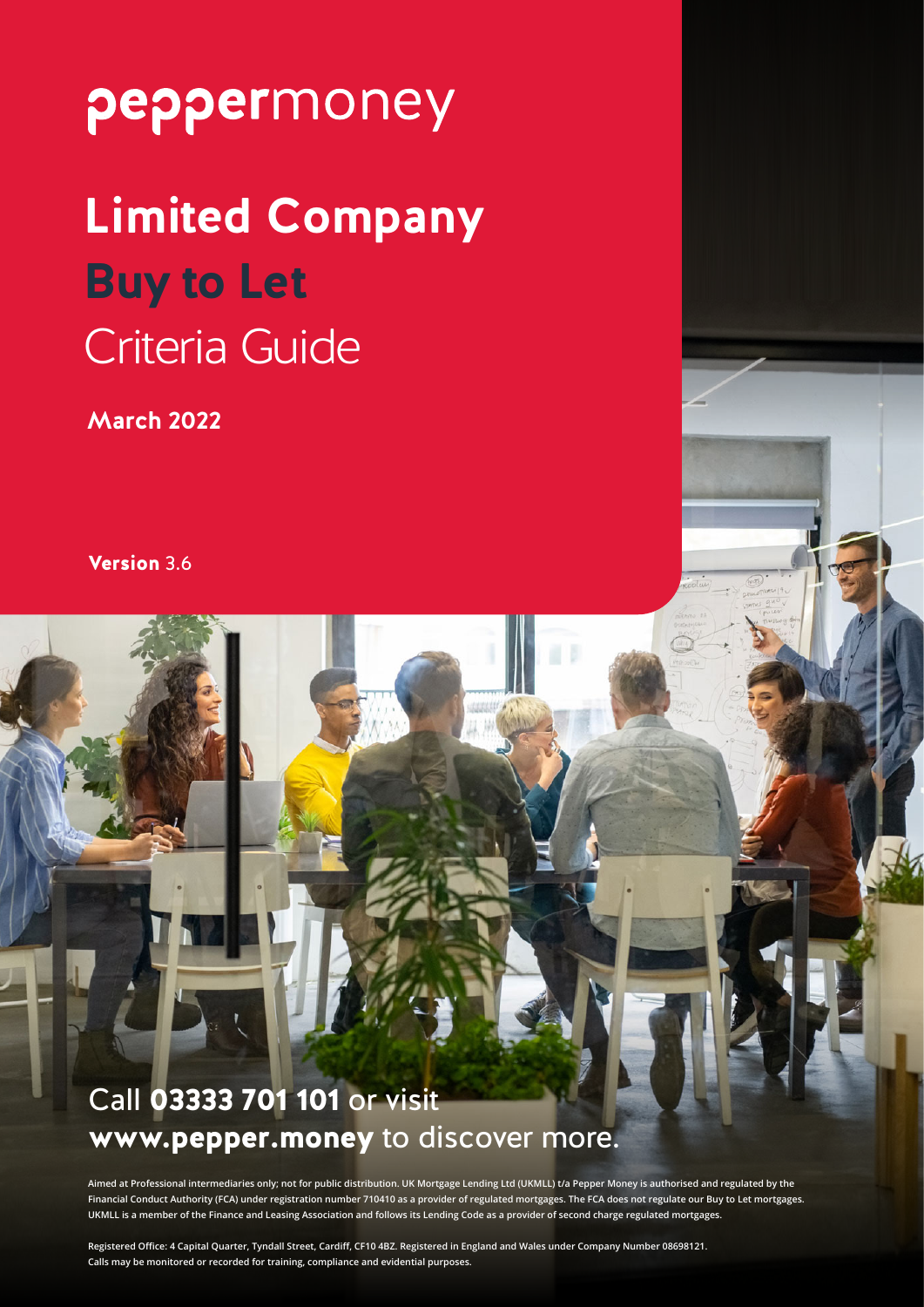peppermoney

# Limited Company Buy to Let Criteria Guide

**March 2022**

**Version** 3.6

Call **03333 701 101** or visit **www.pepper.money** to discover more.

**Aimed at Professional intermediaries only; not for public distribution. UK Mortgage Lending Ltd (UKMLL) t/a Pepper Money is authorised and regulated by the Financial Conduct Authority (FCA) under registration number 710410 as a provider of regulated mortgages. The FCA does not regulate our Buy to Let mortgages. UKMLL is a member of the Finance and Leasing Association and follows its Lending Code as a provider of second charge regulated mortgages.**

**Registered Office: 4 Capital Quarter, Tyndall Street, Cardiff, CF10 4BZ. Registered in England and Wales under Company Number 08698121. Calls may be monitored or recorded for training, compliance and evidential purposes.**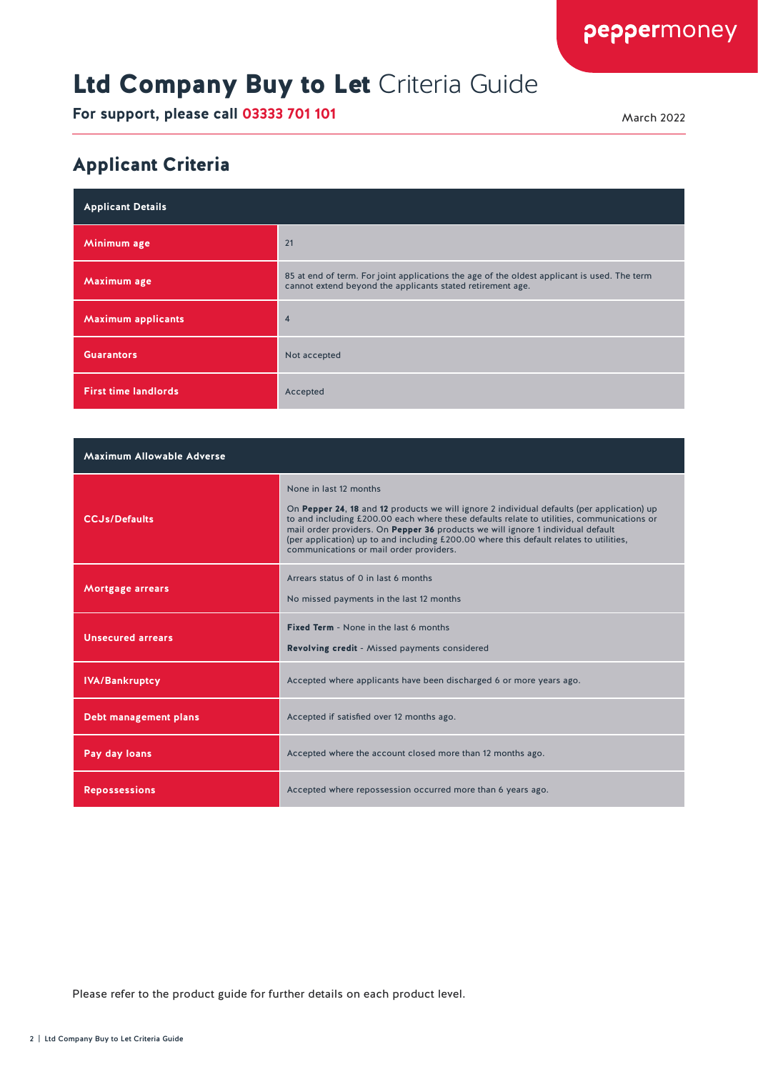# **Ltd Company Buy to Let** Criteria Guide

**For support, please call 03333 701 101**

March 2022

## Applicant Criteria

| Applicant Details | |
|---|---|
| **Minimum age** | 21 |
| **Maximum age** | 85 at end of term. For joint applications the age of the oldest applicant is used. The term cannot extend beyond the applicants stated retirement age. |
| **Maximum applicants** | 4 |
| **Guarantors** | Not accepted |
| **First time landlords** | Accepted |

| Maximum Allowable Adverse | |
|---|---|
| **CCJs/Defaults** | None in last 12 months<br><br>On **Pepper 24**, **18** and **12** products we will ignore 2 individual defaults (per application) up to and including £200.00 each where these defaults relate to utilities, communications or mail order providers. On **Pepper 36** products we will ignore 1 individual default (per application) up to and including £200.00 where this default relates to utilities, communications or mail order providers. |
| **Mortgage arrears** | Arrears status of 0 in last 6 months<br><br>No missed payments in the last 12 months |
| **Unsecured arrears** | **Fixed Term** - None in the last 6 months<br><br>**Revolving credit** - Missed payments considered |
| **IVA/Bankruptcy** | Accepted where applicants have been discharged 6 or more years ago. |
| **Debt management plans** | Accepted if satisfied over 12 months ago. |
| **Pay day loans** | Accepted where the account closed more than 12 months ago. |
| **Repossessions** | Accepted where repossession occurred more than 6 years ago. |

Please refer to the product guide for further details on each product level.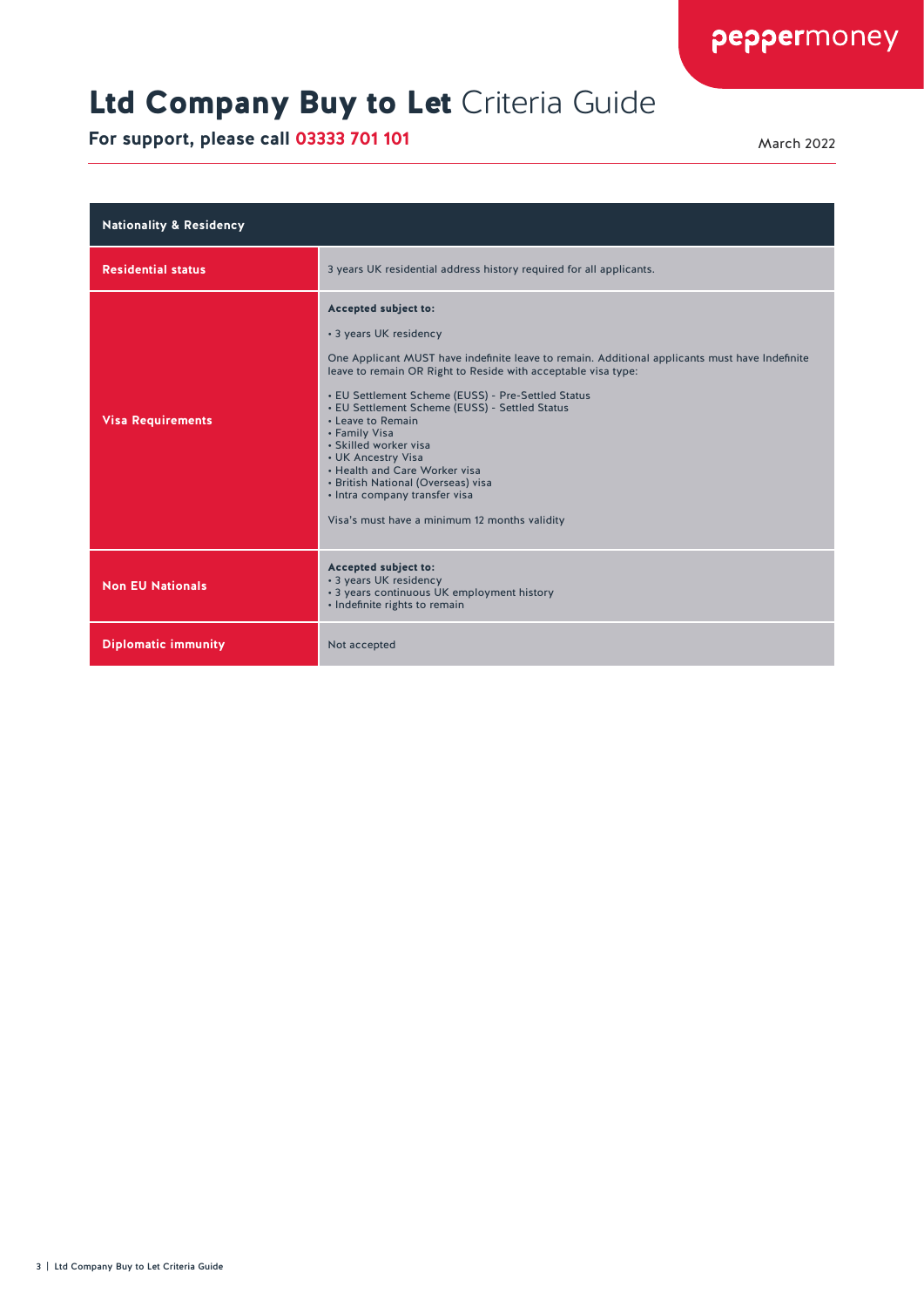# Ltd Company Buy to Let Criteria Guide

**For support, please call 03333 701 101**

March 2022

| Nationality & Residency | |
|---|---|
| **Residential status** | 3 years UK residential address history required for all applicants. |
| **Visa Requirements** | **Accepted subject to:**<br>• 3 years UK residency<br><br>One Applicant MUST have indefinite leave to remain. Additional applicants must have Indefinite leave to remain OR Right to Reside with acceptable visa type:<br><br>• EU Settlement Scheme (EUSS) - Pre-Settled Status<br>• EU Settlement Scheme (EUSS) - Settled Status<br>• Leave to Remain<br>• Family Visa<br>• Skilled worker visa<br>• UK Ancestry Visa<br>• Health and Care Worker visa<br>• British National (Overseas) visa<br>• Intra company transfer visa<br><br>Visa's must have a minimum 12 months validity |
| **Non EU Nationals** | **Accepted subject to:**<br>• 3 years UK residency<br>• 3 years continuous UK employment history<br>• Indefinite rights to remain |
| **Diplomatic immunity** | Not accepted |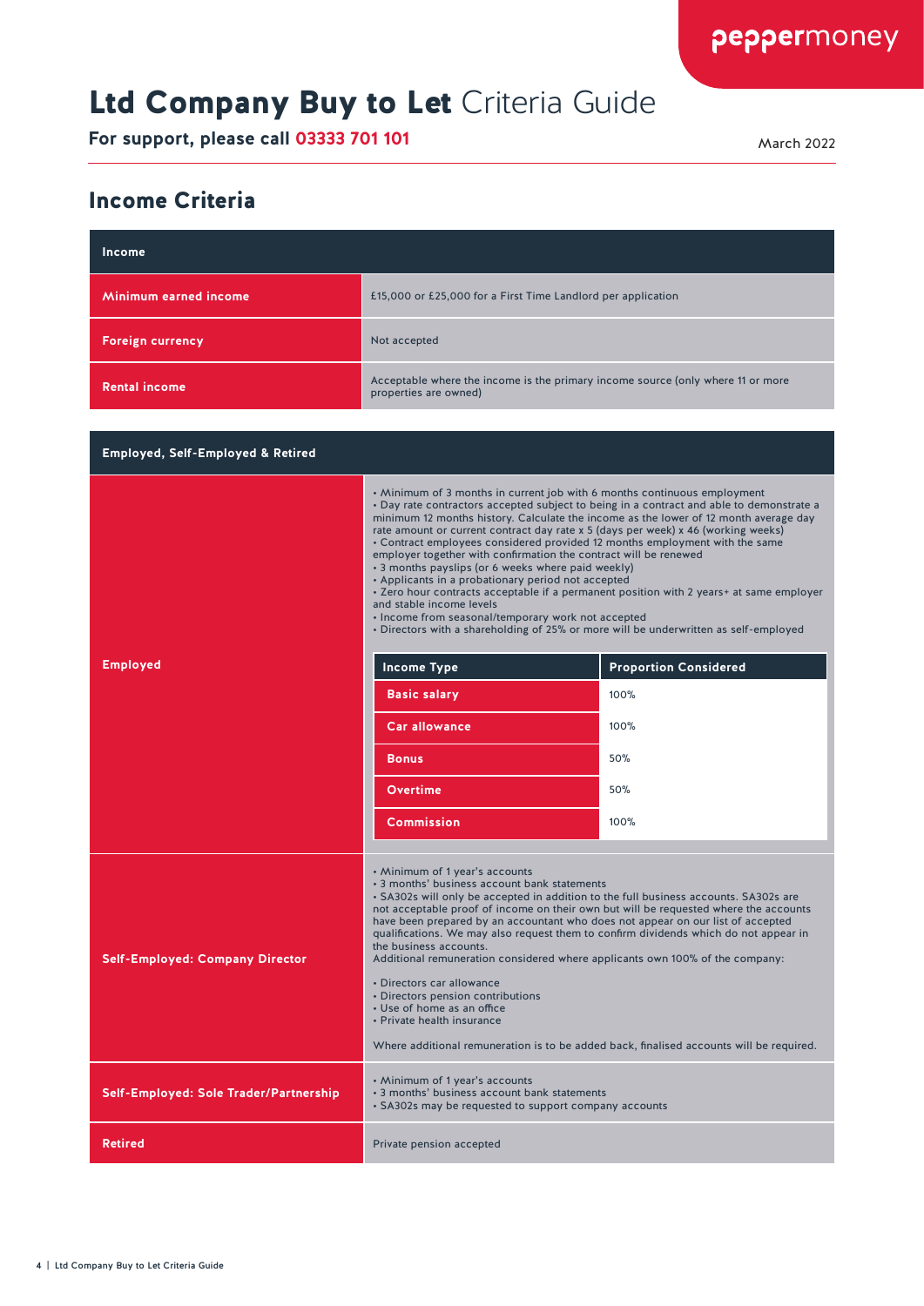# Ltd Company Buy to Let Criteria Guide

**For support, please call 03333 701 101**

March 2022

## Income Criteria

| Income | |
|---|---|
| Minimum earned income | £15,000 or £25,000 for a First Time Landlord per application |
| Foreign currency | Not accepted |
| Rental income | Acceptable where the income is the primary income source (only where 11 or more properties are owned) |

| Employed, Self-Employed & Retired | |
|---|---|
| Employed | • Minimum of 3 months in current job with 6 months continuous employment<br>• Day rate contractors accepted subject to being in a contract and able to demonstrate a minimum 12 months history. Calculate the income as the lower of 12 month average day rate amount or current contract day rate x 5 (days per week) x 46 (working weeks)<br>• Contract employees considered provided 12 months employment with the same employer together with confirmation the contract will be renewed<br>• 3 months payslips (or 6 weeks where paid weekly)<br>• Applicants in a probationary period not accepted<br>• Zero hour contracts acceptable if a permanent position with 2 years+ at same employer and stable income levels<br>• Income from seasonal/temporary work not accepted<br>• Directors with a shareholding of 25% or more will be underwritten as self-employed |
| Self-Employed: Company Director | • Minimum of 1 year's accounts<br>• 3 months' business account bank statements<br>• SA302s will only be accepted in addition to the full business accounts. SA302s are not acceptable proof of income on their own but will be requested where the accounts have been prepared by an accountant who does not appear on our list of accepted qualifications. We may also request them to confirm dividends which do not appear in the business accounts.<br>Additional remuneration considered where applicants own 100% of the company:<br>• Directors car allowance<br>• Directors pension contributions<br>• Use of home as an office<br>• Private health insurance<br>Where additional remuneration is to be added back, finalised accounts will be required. |
| Self-Employed: Sole Trader/Partnership | • Minimum of 1 year's accounts<br>• 3 months' business account bank statements<br>• SA302s may be requested to support company accounts |
| Retired | Private pension accepted |

| Income Type | Proportion Considered |
|---|---|
| Basic salary | 100% |
| Car allowance | 100% |
| Bonus | 50% |
| Overtime | 50% |
| Commission | 100% |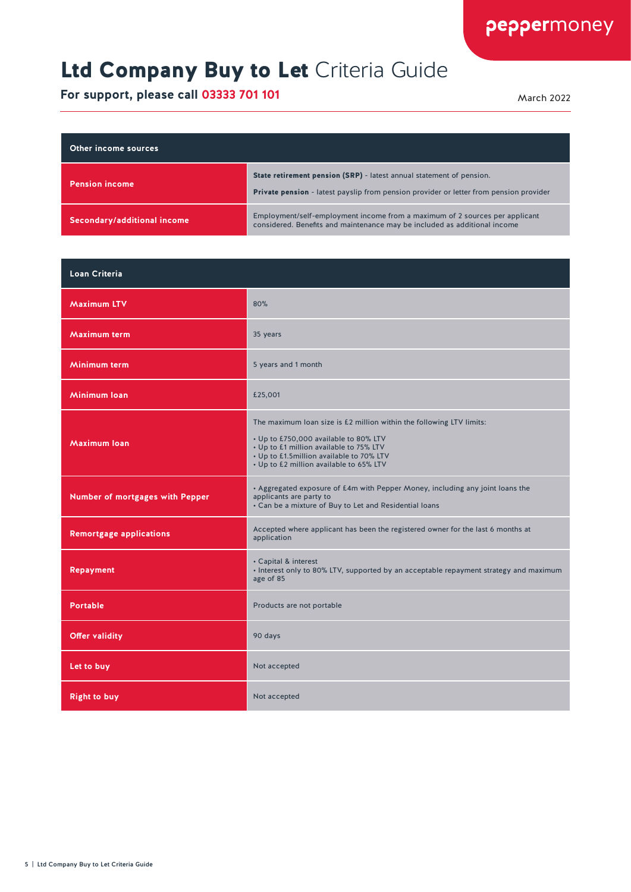# **Ltd Company Buy to Let** Criteria Guide

**For support, please call 03333 701 101**

March 2022

| Other income sources | |
|---|---|
| Pension income | **State retirement pension (SRP)** - latest annual statement of pension.<br>**Private pension** - latest payslip from pension provider or letter from pension provider |
| Secondary/additional income | Employment/self-employment income from a maximum of 2 sources per applicant considered. Benefits and maintenance may be included as additional income |

| Loan Criteria | |
|---|---|
| Maximum LTV | 80% |
| Maximum term | 35 years |
| Minimum term | 5 years and 1 month |
| Minimum loan | £25,001 |
| Maximum loan | The maximum loan size is £2 million within the following LTV limits:<br>• Up to £750,000 available to 80% LTV<br>• Up to £1 million available to 75% LTV<br>• Up to £1.5million available to 70% LTV<br>• Up to £2 million available to 65% LTV |
| Number of mortgages with Pepper | • Aggregated exposure of £4m with Pepper Money, including any joint loans the applicants are party to<br>• Can be a mixture of Buy to Let and Residential loans |
| Remortgage applications | Accepted where applicant has been the registered owner for the last 6 months at application |
| Repayment | • Capital & interest<br>• Interest only to 80% LTV, supported by an acceptable repayment strategy and maximum age of 85 |
| Portable | Products are not portable |
| Offer validity | 90 days |
| Let to buy | Not accepted |
| Right to buy | Not accepted |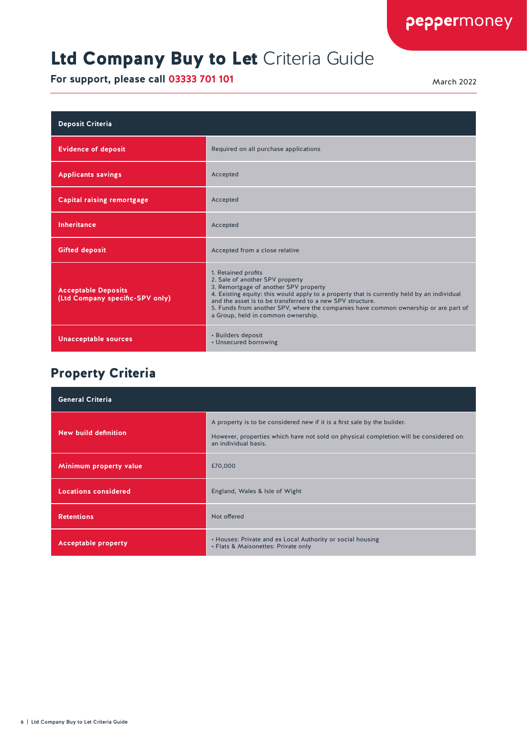# Ltd Company Buy to Let Criteria Guide

**For support, please call 03333 701 101**

March 2022

| Deposit Criteria | |
|---|---|
| **Evidence of deposit** | Required on all purchase applications |
| **Applicants savings** | Accepted |
| **Capital raising remortgage** | Accepted |
| **Inheritance** | Accepted |
| **Gifted deposit** | Accepted from a close relative |
| **Acceptable Deposits (Ltd Company specific-SPV only)** | 1. Retained profits<br>2. Sale of another SPV property<br>3. Remortgage of another SPV property<br>4. Existing equity: this would apply to a property that is currently held by an individual and the asset is to be transferred to a new SPV structure.<br>5. Funds from another SPV, where the companies have common ownership or are part of a Group, held in common ownership. |
| **Unacceptable sources** | • Builders deposit<br>• Unsecured borrowing |

## Property Criteria

| General Criteria | |
|---|---|
| **New build definition** | A property is to be considered new if it is a first sale by the builder.<br><br>However, properties which have not sold on physical completion will be considered on an individual basis. |
| **Minimum property value** | £70,000 |
| **Locations considered** | England, Wales & Isle of Wight |
| **Retentions** | Not offered |
| **Acceptable property** | • Houses: Private and ex Local Authority or social housing<br>• Flats & Maisonettes: Private only |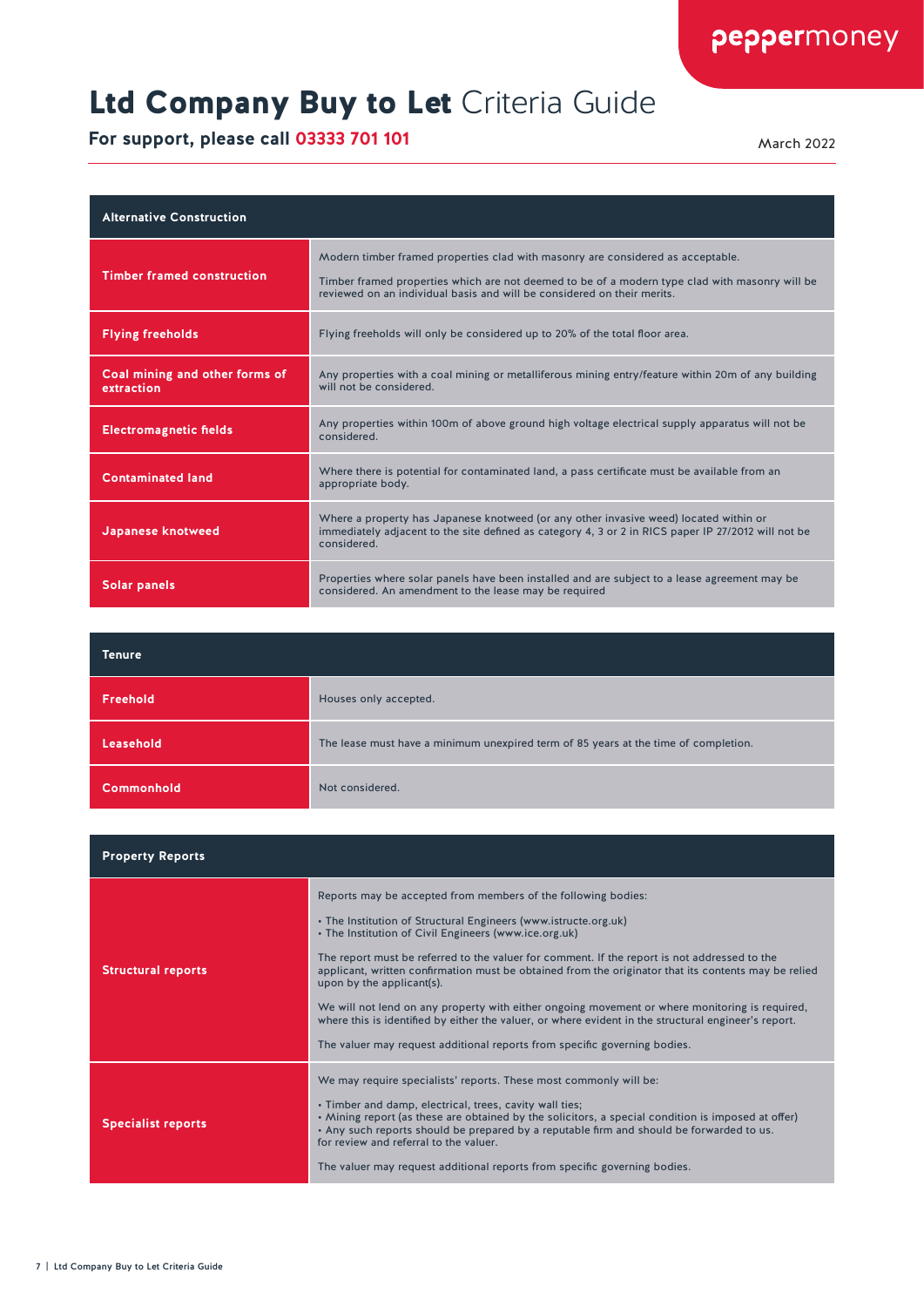# **Ltd Company Buy to Let** Criteria Guide

**For support, please call 03333 701 101**

March 2022

| Alternative Construction | |
|---|---|
| **Timber framed construction** | Modern timber framed properties clad with masonry are considered as acceptable.<br><br>Timber framed properties which are not deemed to be of a modern type clad with masonry will be reviewed on an individual basis and will be considered on their merits. |
| **Flying freeholds** | Flying freeholds will only be considered up to 20% of the total floor area. |
| **Coal mining and other forms of extraction** | Any properties with a coal mining or metalliferous mining entry/feature within 20m of any building will not be considered. |
| **Electromagnetic fields** | Any properties within 100m of above ground high voltage electrical supply apparatus will not be considered. |
| **Contaminated land** | Where there is potential for contaminated land, a pass certificate must be available from an appropriate body. |
| **Japanese knotweed** | Where a property has Japanese knotweed (or any other invasive weed) located within or immediately adjacent to the site defined as category 4, 3 or 2 in RICS paper IP 27/2012 will not be considered. |
| **Solar panels** | Properties where solar panels have been installed and are subject to a lease agreement may be considered. An amendment to the lease may be required |

| Tenure | |
|---|---|
| **Freehold** | Houses only accepted. |
| **Leasehold** | The lease must have a minimum unexpired term of 85 years at the time of completion. |
| **Commonhold** | Not considered. |

| Property Reports | |
|---|---|
| **Structural reports** | Reports may be accepted from members of the following bodies:<br><br>• The Institution of Structural Engineers (www.istructe.org.uk)<br>• The Institution of Civil Engineers (www.ice.org.uk)<br><br>The report must be referred to the valuer for comment. If the report is not addressed to the applicant, written confirmation must be obtained from the originator that its contents may be relied upon by the applicant(s).<br><br>We will not lend on any property with either ongoing movement or where monitoring is required, where this is identified by either the valuer, or where evident in the structural engineer's report.<br><br>The valuer may request additional reports from specific governing bodies. |
| **Specialist reports** | We may require specialists' reports. These most commonly will be:<br><br>• Timber and damp, electrical, trees, cavity wall ties;<br>• Mining report (as these are obtained by the solicitors, a special condition is imposed at offer)<br>• Any such reports should be prepared by a reputable firm and should be forwarded to us. for review and referral to the valuer.<br><br>The valuer may request additional reports from specific governing bodies. |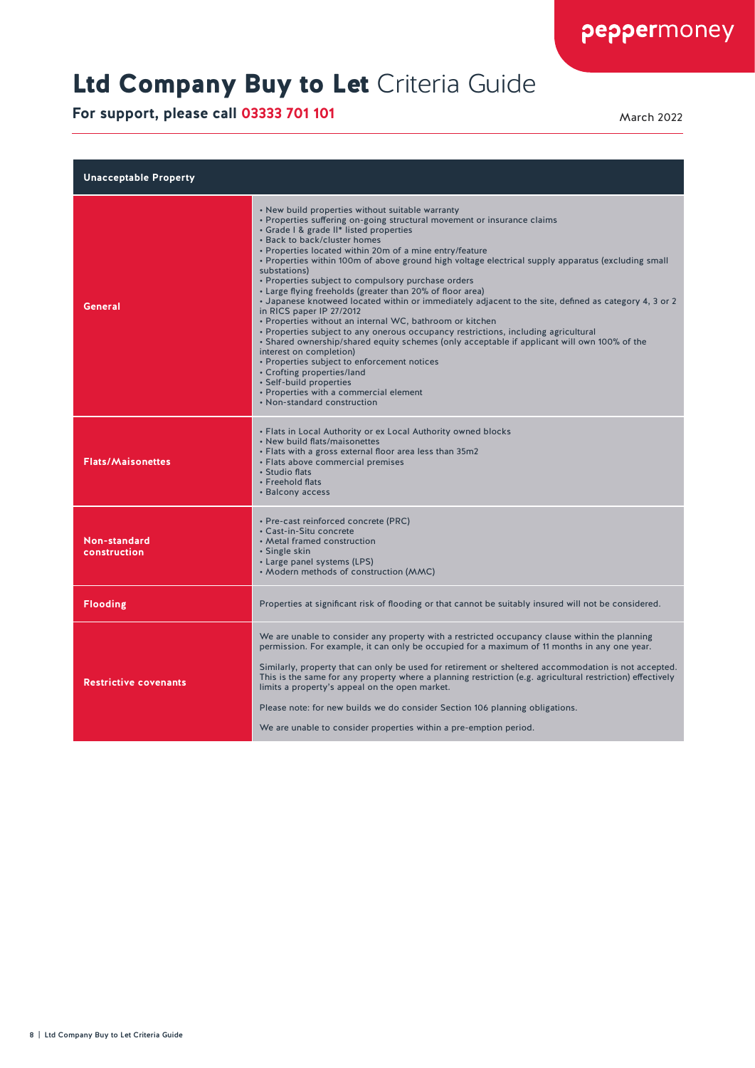# Ltd Company Buy to Let Criteria Guide

**For support, please call 03333 701 101**

March 2022

| Unacceptable Property | |
|---|---|
| **General** | • New build properties without suitable warranty<br>• Properties suffering on-going structural movement or insurance claims<br>• Grade I & grade II* listed properties<br>• Back to back/cluster homes<br>• Properties located within 20m of a mine entry/feature<br>• Properties within 100m of above ground high voltage electrical supply apparatus (excluding small substations)<br>• Properties subject to compulsory purchase orders<br>• Large flying freeholds (greater than 20% of floor area)<br>• Japanese knotweed located within or immediately adjacent to the site, defined as category 4, 3 or 2 in RICS paper IP 27/2012<br>• Properties without an internal WC, bathroom or kitchen<br>• Properties subject to any onerous occupancy restrictions, including agricultural<br>• Shared ownership/shared equity schemes (only acceptable if applicant will own 100% of the interest on completion)<br>• Properties subject to enforcement notices<br>• Crofting properties/land<br>• Self-build properties<br>• Properties with a commercial element<br>• Non-standard construction |
| **Flats/Maisonettes** | • Flats in Local Authority or ex Local Authority owned blocks<br>• New build flats/maisonettes<br>• Flats with a gross external floor area less than 35m2<br>• Flats above commercial premises<br>• Studio flats<br>• Freehold flats<br>• Balcony access |
| **Non-standard construction** | • Pre-cast reinforced concrete (PRC)<br>• Cast-in-Situ concrete<br>• Metal framed construction<br>• Single skin<br>• Large panel systems (LPS)<br>• Modern methods of construction (MMC) |
| **Flooding** | Properties at significant risk of flooding or that cannot be suitably insured will not be considered. |
| **Restrictive covenants** | We are unable to consider any property with a restricted occupancy clause within the planning permission. For example, it can only be occupied for a maximum of 11 months in any one year.<br><br>Similarly, property that can only be used for retirement or sheltered accommodation is not accepted. This is the same for any property where a planning restriction (e.g. agricultural restriction) effectively limits a property's appeal on the open market.<br><br>Please note: for new builds we do consider Section 106 planning obligations.<br><br>We are unable to consider properties within a pre-emption period. |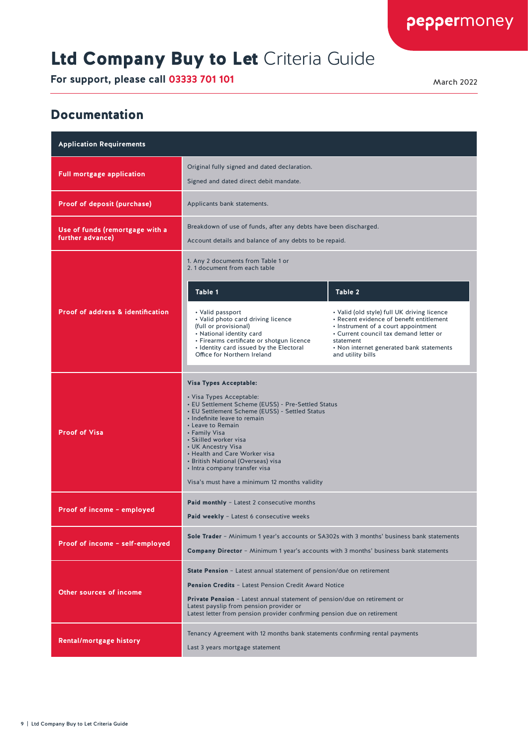# **Ltd Company Buy to Let** Criteria Guide

**For support, please call 03333 701 101**

March 2022

## Documentation

| Application Requirements | |
|---|---|
| **Full mortgage application** | Original fully signed and dated declaration.<br><br>Signed and dated direct debit mandate. |
| **Proof of deposit (purchase)** | Applicants bank statements. |
| **Use of funds (remortgage with a further advance)** | Breakdown of use of funds, after any debts have been discharged.<br><br>Account details and balance of any debts to be repaid. |
| **Proof of address & identification** | 1. Any 2 documents from Table 1 or<br>2. 1 document from each table<br><br>**Table 1**<br>• Valid passport<br>• Valid photo card driving licence (full or provisional)<br>• National identity card<br>• Firearms certificate or shotgun licence<br>• Identity card issued by the Electoral Office for Northern Ireland<br><br>**Table 2**<br>• Valid (old style) full UK driving licence<br>• Recent evidence of benefit entitlement<br>• Instrument of a court appointment<br>• Current council tax demand letter or statement<br>• Non internet generated bank statements and utility bills |
| **Proof of Visa** | **Visa Types Acceptable:**<br><br>• Visa Types Acceptable:<br>• EU Settlement Scheme (EUSS) - Pre-Settled Status<br>• EU Settlement Scheme (EUSS) - Settled Status<br>• Indefinite leave to remain<br>• Leave to Remain<br>• Family Visa<br>• Skilled worker visa<br>• UK Ancestry Visa<br>• Health and Care Worker visa<br>• British National (Overseas) visa<br>• Intra company transfer visa<br><br>Visa's must have a minimum 12 months validity |
| **Proof of income – employed** | **Paid monthly** – Latest 2 consecutive months<br><br>**Paid weekly** – Latest 6 consecutive weeks |
| **Proof of income – self-employed** | **Sole Trader** – Minimum 1 year's accounts or SA302s with 3 months' business bank statements<br><br>**Company Director** – Minimum 1 year's accounts with 3 months' business bank statements |
| **Other sources of income** | **State Pension** – Latest annual statement of pension/due on retirement<br><br>**Pension Credits** – Latest Pension Credit Award Notice<br><br>**Private Pension** – Latest annual statement of pension/due on retirement or Latest payslip from pension provider or Latest letter from pension provider confirming pension due on retirement |
| **Rental/mortgage history** | Tenancy Agreement with 12 months bank statements confirming rental payments<br><br>Last 3 years mortgage statement |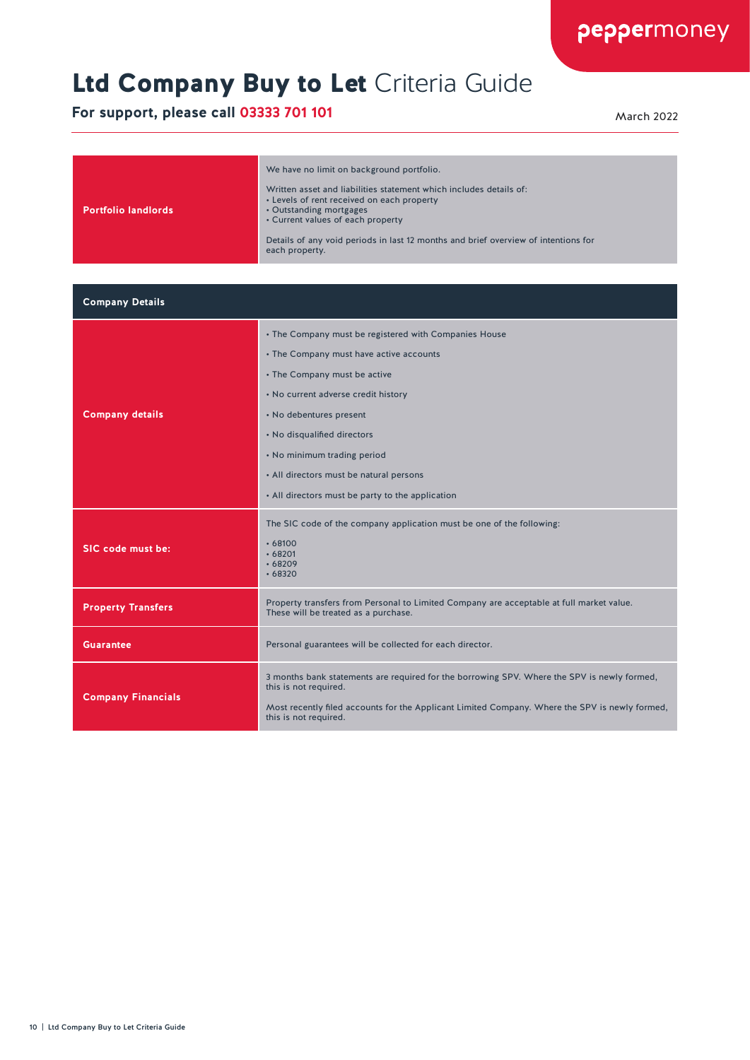# Ltd Company Buy to Let Criteria Guide

**For support, please call 03333 701 101**

March 2022

| | |
|---|---|
| **Portfolio landlords** | We have no limit on background portfolio.<br><br>Written asset and liabilities statement which includes details of:<br>• Levels of rent received on each property<br>• Outstanding mortgages<br>• Current values of each property<br><br>Details of any void periods in last 12 months and brief overview of intentions for each property. |

| **Company Details** | |
|---|---|
| **Company details** | • The Company must be registered with Companies House<br>• The Company must have active accounts<br>• The Company must be active<br>• No current adverse credit history<br>• No debentures present<br>• No disqualified directors<br>• No minimum trading period<br>• All directors must be natural persons<br>• All directors must be party to the application |
| **SIC code must be:** | The SIC code of the company application must be one of the following:<br><br>• 68100<br>• 68201<br>• 68209<br>• 68320 |
| **Property Transfers** | Property transfers from Personal to Limited Company are acceptable at full market value. These will be treated as a purchase. |
| **Guarantee** | Personal guarantees will be collected for each director. |
| **Company Financials** | 3 months bank statements are required for the borrowing SPV. Where the SPV is newly formed, this is not required.<br><br>Most recently filed accounts for the Applicant Limited Company. Where the SPV is newly formed, this is not required. |